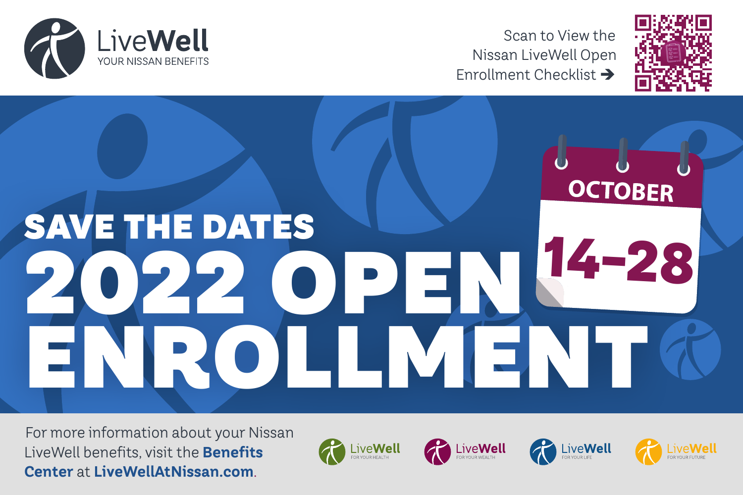LiveWell
YOUR NISSAN BENEFITS

Scan to View the Nissan LiveWell Open Enrollment Checklist →

# SAVE THE DATES

# 2022 OPEN ENROLLMENT

OCTOBER

14–28

For more information about your Nissan LiveWell benefits, visit the **Benefits Center** at **LiveWellAtNissan.com**.

LiveWell FOR YOUR HEALTH

LiveWell FOR YOUR WEALTH

LiveWell FOR YOUR LIFE

LiveWell FOR YOUR FUTURE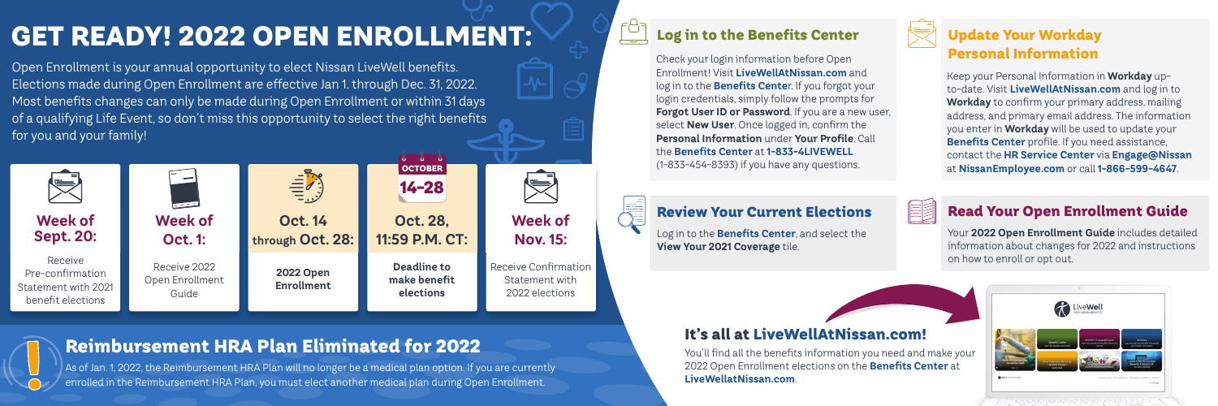# GET READY! 2022 OPEN ENROLLMENT:

Open Enrollment is your annual opportunity to elect Nissan LiveWell benefits. Elections made during Open Enrollment are effective Jan 1. through Dec. 31, 2022. Most benefits changes can only be made during Open Enrollment or within 31 days of a qualifying Life Event, so don't miss this opportunity to select the right benefits for you and your family!

**Week of Sept. 20:**
Receive Pre-confirmation Statement with 2021 benefit elections

**Week of Oct. 1:**
Receive 2022 Open Enrollment Guide

**Oct. 14 through Oct. 28:**
**2022 Open Enrollment**

OCTOBER 14-28

**Oct. 28, 11:59 P.M. CT:**
**Deadline to make benefit elections**

**Week of Nov. 15:**
Receive Confirmation Statement with 2022 elections

## Reimbursement HRA Plan Eliminated for 2022

As of Jan. 1, 2022, the Reimbursement HRA Plan will no longer be a medical plan option. If you are currently enrolled in the Reimbursement HRA Plan, you must elect another medical plan during Open Enrollment.

### Log in to the Benefits Center

Check your login information before Open Enrollment! Visit **LiveWellAtNissan.com** and log in to the **Benefits Center**. If you forgot your login credentials, simply follow the prompts for **Forgot User ID or Password**. If you are a new user, select **New User**. Once logged in, confirm the **Personal Information** under **Your Profile**. Call the **Benefits Center** at **1-833-4LIVEWELL** (1-833-454-8393) if you have any questions.

### Review Your Current Elections

Log in to the **Benefits Center**, and select the **View Your 2021 Coverage** tile.

### Update Your Workday Personal Information

Keep your Personal Information in **Workday** up-to-date. Visit **LiveWellAtNissan.com** and log in to **Workday** to confirm your primary address, mailing address, and primary email address. The information you enter in **Workday** will be used to update your **Benefits Center** profile. If you need assistance, contact the **HR Service Center** via **Engage@Nissan** at **NissanEmployee.com** or call **1-866-599-4647**.

### Read Your Open Enrollment Guide

Your **2022 Open Enrollment Guide** includes detailed information about changes for 2022 and instructions on how to enroll or opt out.

### It's all at LiveWellAtNissan.com!

You'll find all the benefits information you need and make your 2022 Open Enrollment elections on the **Benefits Center** at **LiveWellatNissan.com**.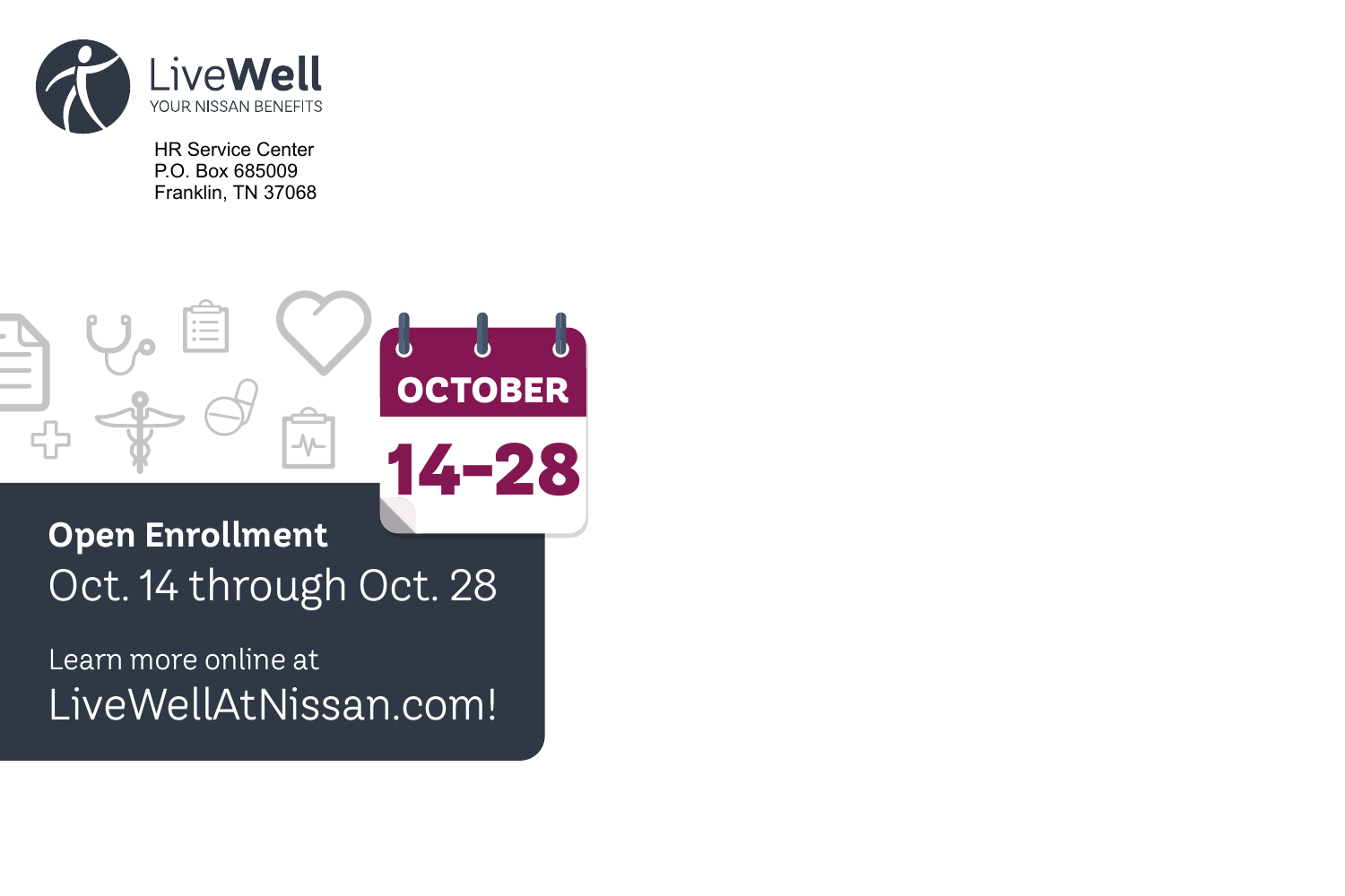LiveWell
YOUR NISSAN BENEFITS

HR Service Center
P.O. Box 685009
Franklin, TN 37068

OCTOBER
14–28

**Open Enrollment**
Oct. 14 through Oct. 28

Learn more online at
LiveWellAtNissan.com!